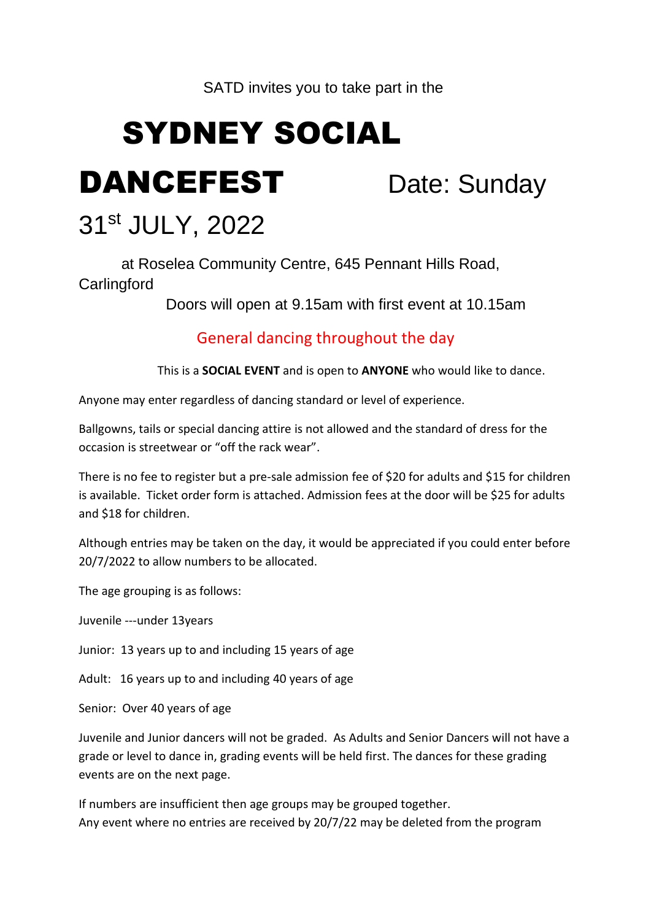SATD invites you to take part in the

# SYDNEY SOCIAL DANCEFEST

Date: Sunday 31st JULY, 2022

at Roselea Community Centre, 645 Pennant Hills Road, Carlingford

Doors will open at 9.15am with first event at 10.15am

General dancing throughout the day

This is a **SOCIAL EVENT** and is open to **ANYONE** who would like to dance.

Anyone may enter regardless of dancing standard or level of experience.

Ballgowns, tails or special dancing attire is not allowed and the standard of dress for the occasion is streetwear or "off the rack wear".

There is no fee to register but a pre-sale admission fee of $20 for adults and $15 for children is available. Ticket order form is attached. Admission fees at the door will be $25 for adults and $18 for children.

Although entries may be taken on the day, it would be appreciated if you could enter before 20/7/2022 to allow numbers to be allocated.

The age grouping is as follows:

Juvenile ---under 13years

Junior: 13 years up to and including 15 years of age

Adult: 16 years up to and including 40 years of age

Senior: Over 40 years of age

Juvenile and Junior dancers will not be graded. As Adults and Senior Dancers will not have a grade or level to dance in, grading events will be held first. The dances for these grading events are on the next page.

If numbers are insufficient then age groups may be grouped together.
Any event where no entries are received by 20/7/22 may be deleted from the program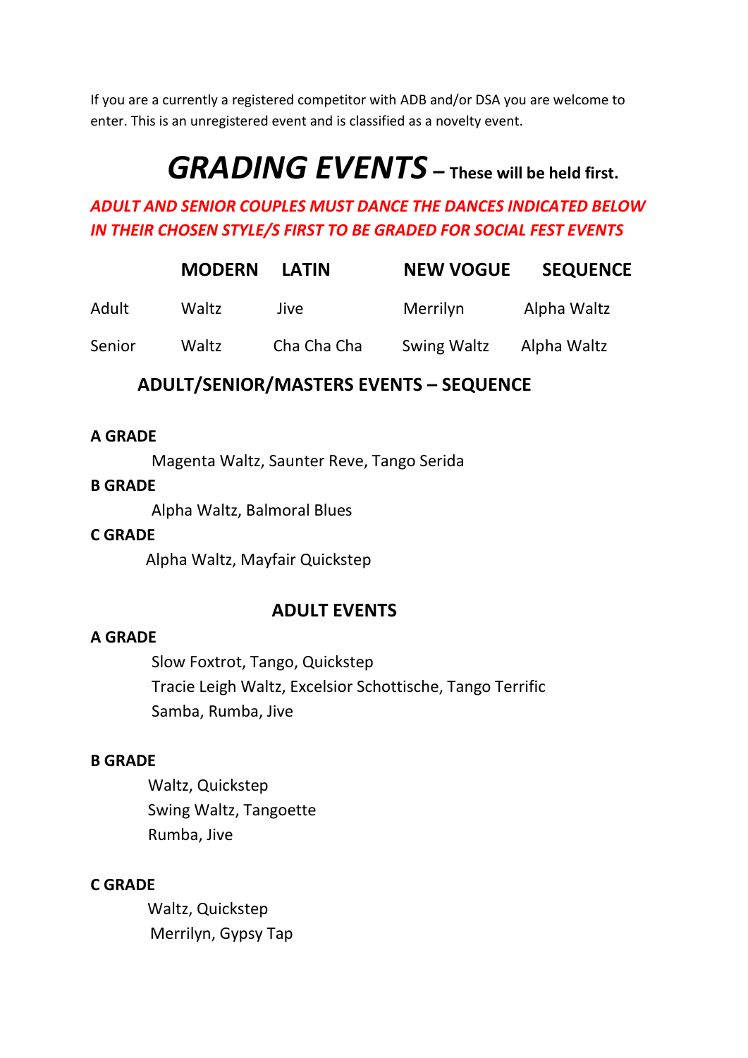If you are a currently a registered competitor with ADB and/or DSA you are welcome to enter. This is an unregistered event and is classified as a novelty event.

# *GRADING EVENTS* – These will be held first.

***ADULT AND SENIOR COUPLES MUST DANCE THE DANCES INDICATED BELOW IN THEIR CHOSEN STYLE/S FIRST TO BE GRADED FOR SOCIAL FEST EVENTS***

| | MODERN | LATIN | NEW VOGUE | SEQUENCE |
|---|---|---|---|---|
| Adult | Waltz | Jive | Merrilyn | Alpha Waltz |
| Senior | Waltz | Cha Cha Cha | Swing Waltz | Alpha Waltz |

## ADULT/SENIOR/MASTERS EVENTS – SEQUENCE

**A GRADE**

Magenta Waltz, Saunter Reve, Tango Serida

**B GRADE**

Alpha Waltz, Balmoral Blues

**C GRADE**

Alpha Waltz, Mayfair Quickstep

## ADULT EVENTS

**A GRADE**

Slow Foxtrot, Tango, Quickstep
Tracie Leigh Waltz, Excelsior Schottische, Tango Terrific
Samba, Rumba, Jive

**B GRADE**

Waltz, Quickstep
Swing Waltz, Tangoette
Rumba, Jive

**C GRADE**

Waltz, Quickstep
Merrilyn, Gypsy Tap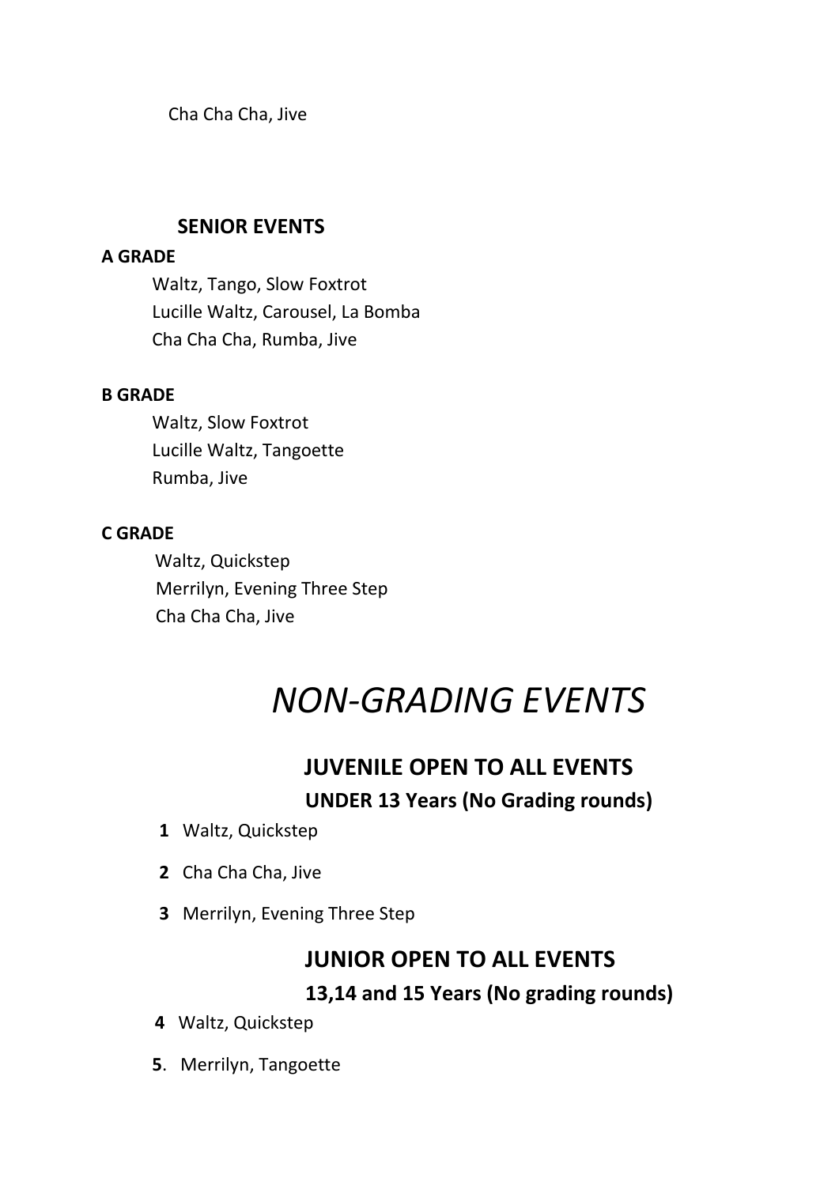Cha Cha Cha, Jive

### SENIOR EVENTS

**A GRADE**

Waltz, Tango, Slow Foxtrot
Lucille Waltz, Carousel, La Bomba
Cha Cha Cha, Rumba, Jive

**B GRADE**

Waltz, Slow Foxtrot
Lucille Waltz, Tangoette
Rumba, Jive

**C GRADE**

Waltz, Quickstep
Merrilyn, Evening Three Step
Cha Cha Cha, Jive

# *NON-GRADING EVENTS*

## JUVENILE OPEN TO ALL EVENTS

**UNDER 13 Years (No Grading rounds)**

**1** Waltz, Quickstep

**2** Cha Cha Cha, Jive

**3** Merrilyn, Evening Three Step

## JUNIOR OPEN TO ALL EVENTS

**13,14 and 15 Years (No grading rounds)**

**4** Waltz, Quickstep

**5**. Merrilyn, Tangoette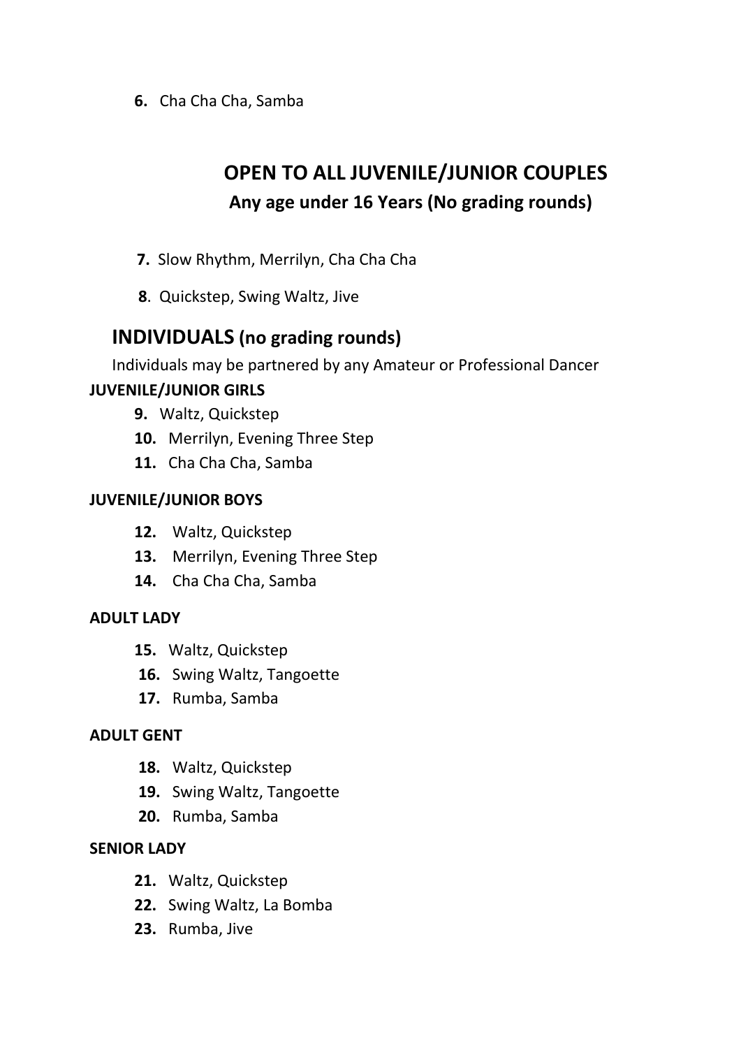6. Cha Cha Cha, Samba

## OPEN TO ALL JUVENILE/JUNIOR COUPLES

### Any age under 16 Years (No grading rounds)

7. Slow Rhythm, Merrilyn, Cha Cha Cha

8. Quickstep, Swing Waltz, Jive

## INDIVIDUALS (no grading rounds)

Individuals may be partnered by any Amateur or Professional Dancer

**JUVENILE/JUNIOR GIRLS**

9. Waltz, Quickstep
10. Merrilyn, Evening Three Step
11. Cha Cha Cha, Samba

**JUVENILE/JUNIOR BOYS**

12. Waltz, Quickstep
13. Merrilyn, Evening Three Step
14. Cha Cha Cha, Samba

**ADULT LADY**

15. Waltz, Quickstep
16. Swing Waltz, Tangoette
17. Rumba, Samba

**ADULT GENT**

18. Waltz, Quickstep
19. Swing Waltz, Tangoette
20. Rumba, Samba

**SENIOR LADY**

21. Waltz, Quickstep
22. Swing Waltz, La Bomba
23. Rumba, Jive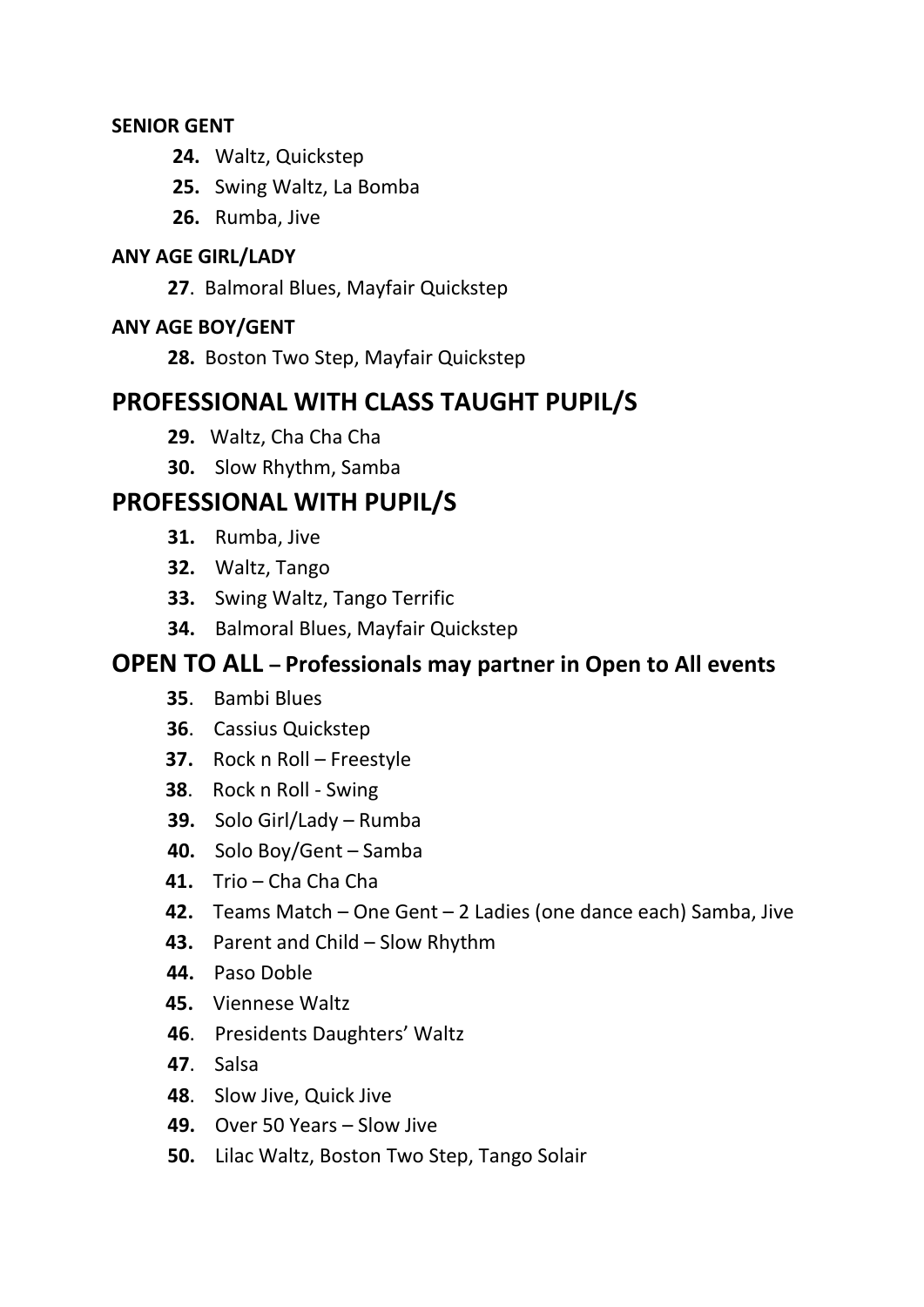**SENIOR GENT**

**24.** Waltz, Quickstep

**25.** Swing Waltz, La Bomba

**26.** Rumba, Jive

**ANY AGE GIRL/LADY**

**27**. Balmoral Blues, Mayfair Quickstep

**ANY AGE BOY/GENT**

**28.** Boston Two Step, Mayfair Quickstep

## PROFESSIONAL WITH CLASS TAUGHT PUPIL/S

**29.** Waltz, Cha Cha Cha

**30.** Slow Rhythm, Samba

## PROFESSIONAL WITH PUPIL/S

**31.** Rumba, Jive

**32.** Waltz, Tango

**33.** Swing Waltz, Tango Terrific

**34.** Balmoral Blues, Mayfair Quickstep

## OPEN TO ALL – Professionals may partner in Open to All events

**35**. Bambi Blues

**36**. Cassius Quickstep

**37.** Rock n Roll – Freestyle

**38**. Rock n Roll - Swing

**39.** Solo Girl/Lady – Rumba

**40.** Solo Boy/Gent – Samba

**41.** Trio – Cha Cha Cha

**42.** Teams Match – One Gent – 2 Ladies (one dance each) Samba, Jive

**43.** Parent and Child – Slow Rhythm

**44.** Paso Doble

**45.** Viennese Waltz

**46**. Presidents Daughters' Waltz

**47**. Salsa

**48**. Slow Jive, Quick Jive

**49.** Over 50 Years – Slow Jive

**50.** Lilac Waltz, Boston Two Step, Tango Solair